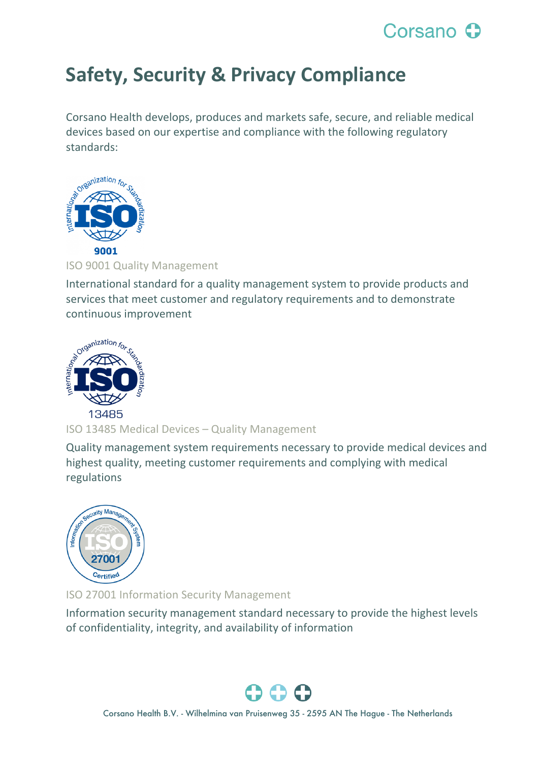# Safety, Security & Privacy Compliance

Corsano Health develops, produces and markets safe, secure, and reliable medical devices based on our expertise and compliance with the following regulatory standards:

ISO 9001 Quality Management

International standard for a quality management system to provide products and services that meet customer and regulatory requirements and to demonstrate continuous improvement

ISO 13485 Medical Devices – Quality Management

Quality management system requirements necessary to provide medical devices and highest quality, meeting customer requirements and complying with medical regulations

ISO 27001 Information Security Management

Information security management standard necessary to provide the highest levels of confidentiality, integrity, and availability of information

Corsano Health B.V. - Wilhelmina van Pruisenweg 35 - 2595 AN The Hague - The Netherlands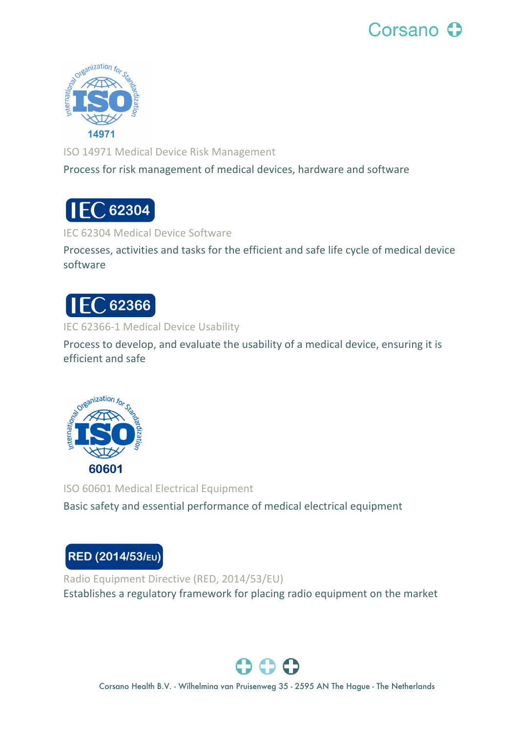ISO 14971 Medical Device Risk Management

Process for risk management of medical devices, hardware and software

IEC 62304 Medical Device Software

Processes, activities and tasks for the efficient and safe life cycle of medical device software

IEC 62366-1 Medical Device Usability

Process to develop, and evaluate the usability of a medical device, ensuring it is efficient and safe

ISO 60601 Medical Electrical Equipment

Basic safety and essential performance of medical electrical equipment

Radio Equipment Directive (RED, 2014/53/EU)

Establishes a regulatory framework for placing radio equipment on the market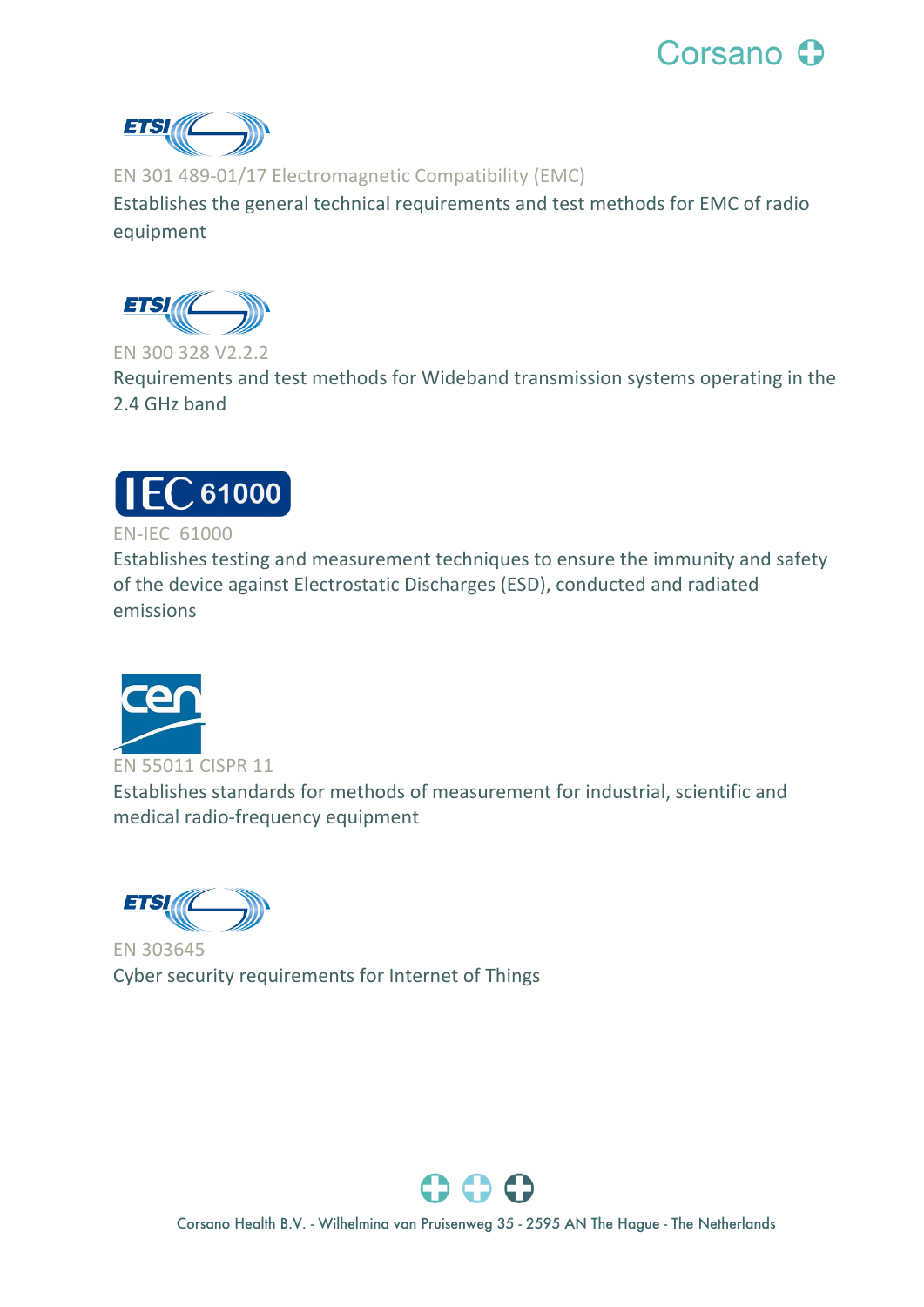EN 301 489-01/17 Electromagnetic Compatibility (EMC)

Establishes the general technical requirements and test methods for EMC of radio equipment

EN 300 328 V2.2.2

Requirements and test methods for Wideband transmission systems operating in the 2.4 GHz band

EN-IEC 61000

Establishes testing and measurement techniques to ensure the immunity and safety of the device against Electrostatic Discharges (ESD), conducted and radiated emissions

EN 55011 CISPR 11

Establishes standards for methods of measurement for industrial, scientific and medical radio-frequency equipment

EN 303645

Cyber security requirements for Internet of Things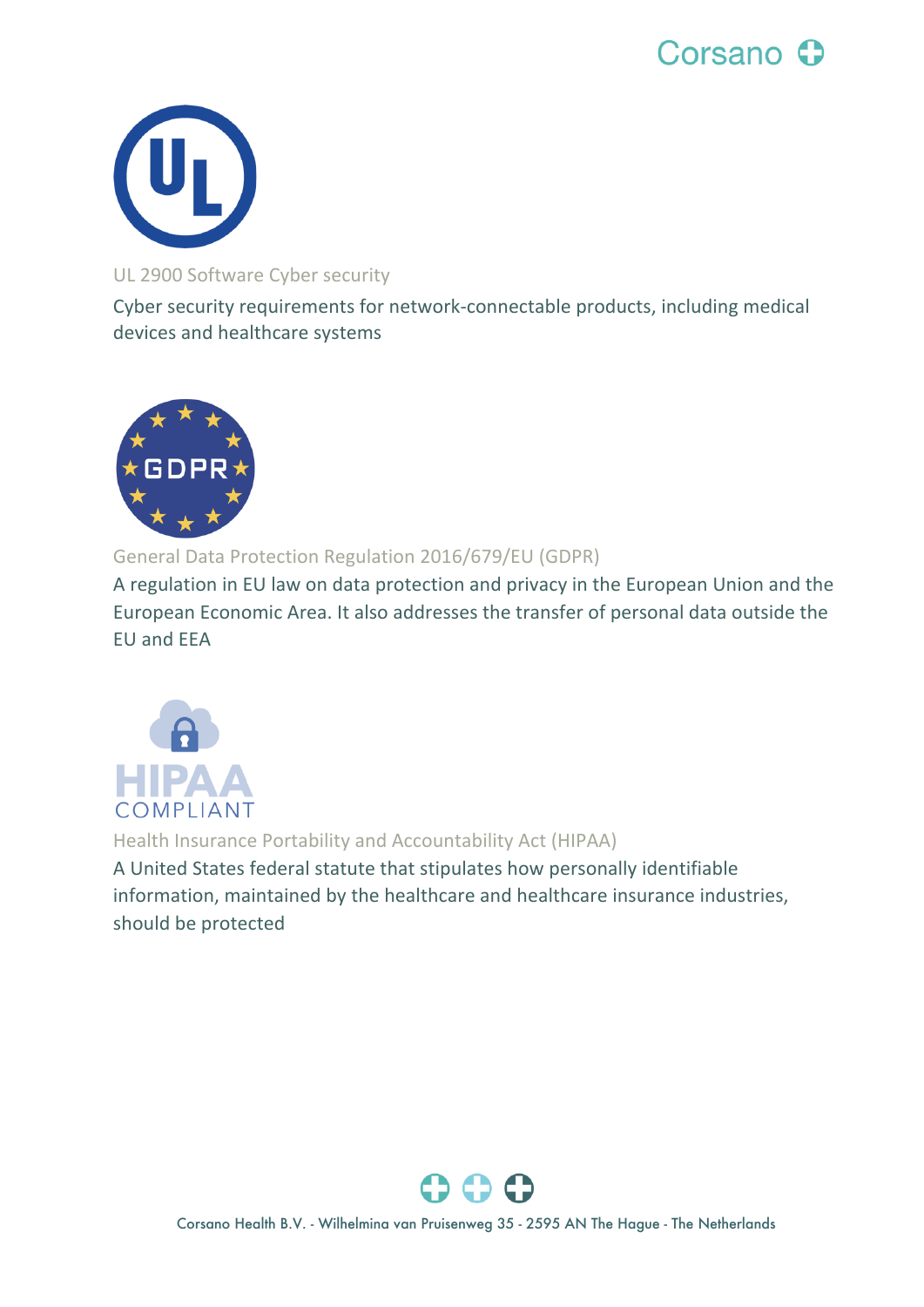UL 2900 Software Cyber security

Cyber security requirements for network-connectable products, including medical devices and healthcare systems

General Data Protection Regulation 2016/679/EU (GDPR)

A regulation in EU law on data protection and privacy in the European Union and the European Economic Area. It also addresses the transfer of personal data outside the EU and EEA

Health Insurance Portability and Accountability Act (HIPAA)

A United States federal statute that stipulates how personally identifiable information, maintained by the healthcare and healthcare insurance industries, should be protected

Corsano Health B.V. - Wilhelmina van Pruisenweg 35 - 2595 AN The Hague - The Netherlands